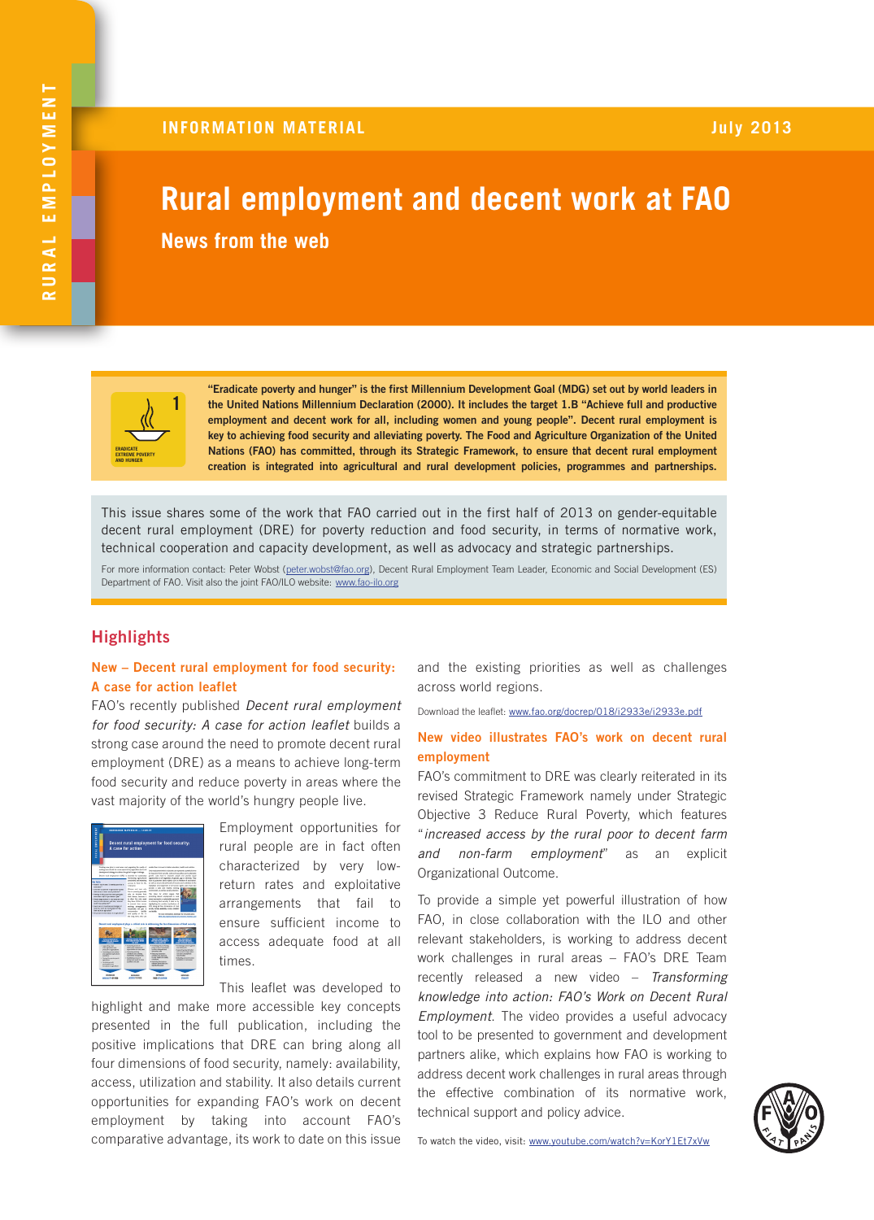RURAL EMPLOYMENT

INFORMATION MATERIAL July 2013

# Rural employment and decent work at FAO

## News from the web

**"Eradicate poverty and hunger" is the first Millennium Development Goal (MDG) set out by world leaders in the United Nations Millennium Declaration (2000). It includes the target 1.B "Achieve full and productive employment and decent work for all, including women and young people". Decent rural employment is key to achieving food security and alleviating poverty. The Food and Agriculture Organization of the United Nations (FAO) has committed, through its Strategic Framework, to ensure that decent rural employment creation is integrated into agricultural and rural development policies, programmes and partnerships.**

This issue shares some of the work that FAO carried out in the first half of 2013 on gender-equitable decent rural employment (DRE) for poverty reduction and food security, in terms of normative work, technical cooperation and capacity development, as well as advocacy and strategic partnerships.

For more information contact: Peter Wobst (peter.wobst@fao.org), Decent Rural Employment Team Leader, Economic and Social Development (ES) Department of FAO. Visit also the joint FAO/ILO website: www.fao-ilo.org

## Highlights

### New – Decent rural employment for food security: A case for action leaflet

FAO's recently published *Decent rural employment for food security: A case for action leaflet* builds a strong case around the need to promote decent rural employment (DRE) as a means to achieve long-term food security and reduce poverty in areas where the vast majority of the world's hungry people live.

Employment opportunities for rural people are in fact often characterized by very low-return rates and exploitative arrangements that fail to ensure sufficient income to access adequate food at all times.

This leaflet was developed to highlight and make more accessible key concepts presented in the full publication, including the positive implications that DRE can bring along all four dimensions of food security, namely: availability, access, utilization and stability. It also details current opportunities for expanding FAO's work on decent employment by taking into account FAO's comparative advantage, its work to date on this issue and the existing priorities as well as challenges across world regions.

Download the leaflet: www.fao.org/docrep/018/i2933e/i2933e.pdf

### New video illustrates FAO's work on decent rural employment

FAO's commitment to DRE was clearly reiterated in its revised Strategic Framework namely under Strategic Objective 3 Reduce Rural Poverty, which features "*increased access by the rural poor to decent farm and non-farm employment*" as an explicit Organizational Outcome.

To provide a simple yet powerful illustration of how FAO, in close collaboration with the ILO and other relevant stakeholders, is working to address decent work challenges in rural areas – FAO's DRE Team recently released a new video – *Transforming knowledge into action: FAO's Work on Decent Rural Employment*. The video provides a useful advocacy tool to be presented to government and development partners alike, which explains how FAO is working to address decent work challenges in rural areas through the effective combination of its normative work, technical support and policy advice.

To watch the video, visit: www.youtube.com/watch?v=KorY1Et7xVw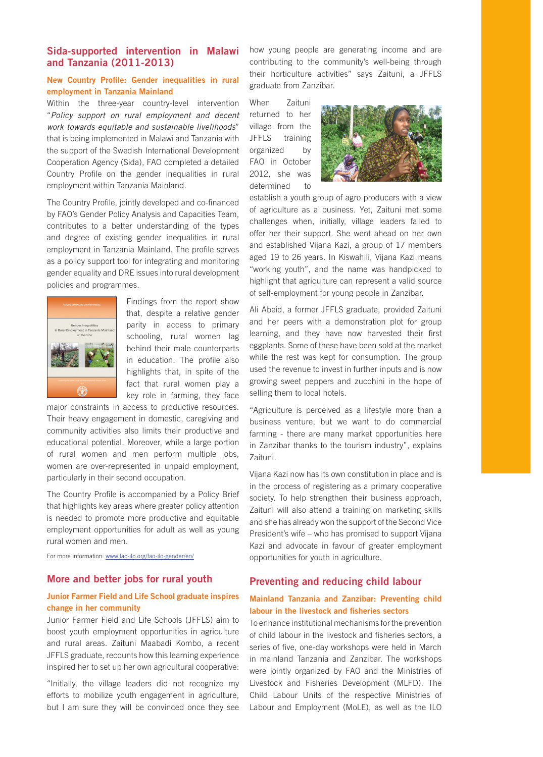## Sida-supported intervention in Malawi and Tanzania (2011-2013)

### New Country Profile: Gender inequalities in rural employment in Tanzania Mainland

Within the three-year country-level intervention "*Policy support on rural employment and decent work towards equitable and sustainable livelihoods*" that is being implemented in Malawi and Tanzania with the support of the Swedish International Development Cooperation Agency (Sida), FAO completed a detailed Country Profile on the gender inequalities in rural employment within Tanzania Mainland.

The Country Profile, jointly developed and co-financed by FAO's Gender Policy Analysis and Capacities Team, contributes to a better understanding of the types and degree of existing gender inequalities in rural employment in Tanzania Mainland. The profile serves as a policy support tool for integrating and monitoring gender equality and DRE issues into rural development policies and programmes.

Findings from the report show that, despite a relative gender parity in access to primary schooling, rural women lag behind their male counterparts in education. The profile also highlights that, in spite of the fact that rural women play a key role in farming, they face major constraints in access to productive resources. Their heavy engagement in domestic, caregiving and community activities also limits their productive and educational potential. Moreover, while a large portion of rural women and men perform multiple jobs, women are over-represented in unpaid employment, particularly in their second occupation.

The Country Profile is accompanied by a Policy Brief that highlights key areas where greater policy attention is needed to promote more productive and equitable employment opportunities for adult as well as young rural women and men.

For more information: www.fao-ilo.org/fao-ilo-gender/en/

## More and better jobs for rural youth

### Junior Farmer Field and Life School graduate inspires change in her community

Junior Farmer Field and Life Schools (JFFLS) aim to boost youth employment opportunities in agriculture and rural areas. Zaituni Maabadi Kombo, a recent JFFLS graduate, recounts how this learning experience inspired her to set up her own agricultural cooperative:

"Initially, the village leaders did not recognize my efforts to mobilize youth engagement in agriculture, but I am sure they will be convinced once they see how young people are generating income and are contributing to the community's well-being through their horticulture activities" says Zaituni, a JFFLS graduate from Zanzibar.

When Zaituni returned to her village from the JFFLS training organized by FAO in October 2012, she was determined to establish a youth group of agro producers with a view of agriculture as a business. Yet, Zaituni met some challenges when, initially, village leaders failed to offer her their support. She went ahead on her own and established Vijana Kazi, a group of 17 members aged 19 to 26 years. In Kiswahili, Vijana Kazi means "working youth", and the name was handpicked to highlight that agriculture can represent a valid source of self-employment for young people in Zanzibar.

Ali Abeid, a former JFFLS graduate, provided Zaituni and her peers with a demonstration plot for group learning, and they have now harvested their first eggplants. Some of these have been sold at the market while the rest was kept for consumption. The group used the revenue to invest in further inputs and is now growing sweet peppers and zucchini in the hope of selling them to local hotels.

"Agriculture is perceived as a lifestyle more than a business venture, but we want to do commercial farming - there are many market opportunities here in Zanzibar thanks to the tourism industry", explains Zaituni.

Vijana Kazi now has its own constitution in place and is in the process of registering as a primary cooperative society. To help strengthen their business approach, Zaituni will also attend a training on marketing skills and she has already won the support of the Second Vice President's wife – who has promised to support Vijana Kazi and advocate in favour of greater employment opportunities for youth in agriculture.

## Preventing and reducing child labour

### Mainland Tanzania and Zanzibar: Preventing child labour in the livestock and fisheries sectors

To enhance institutional mechanisms for the prevention of child labour in the livestock and fisheries sectors, a series of five, one-day workshops were held in March in mainland Tanzania and Zanzibar. The workshops were jointly organized by FAO and the Ministries of Livestock and Fisheries Development (MLFD). The Child Labour Units of the respective Ministries of Labour and Employment (MoLE), as well as the ILO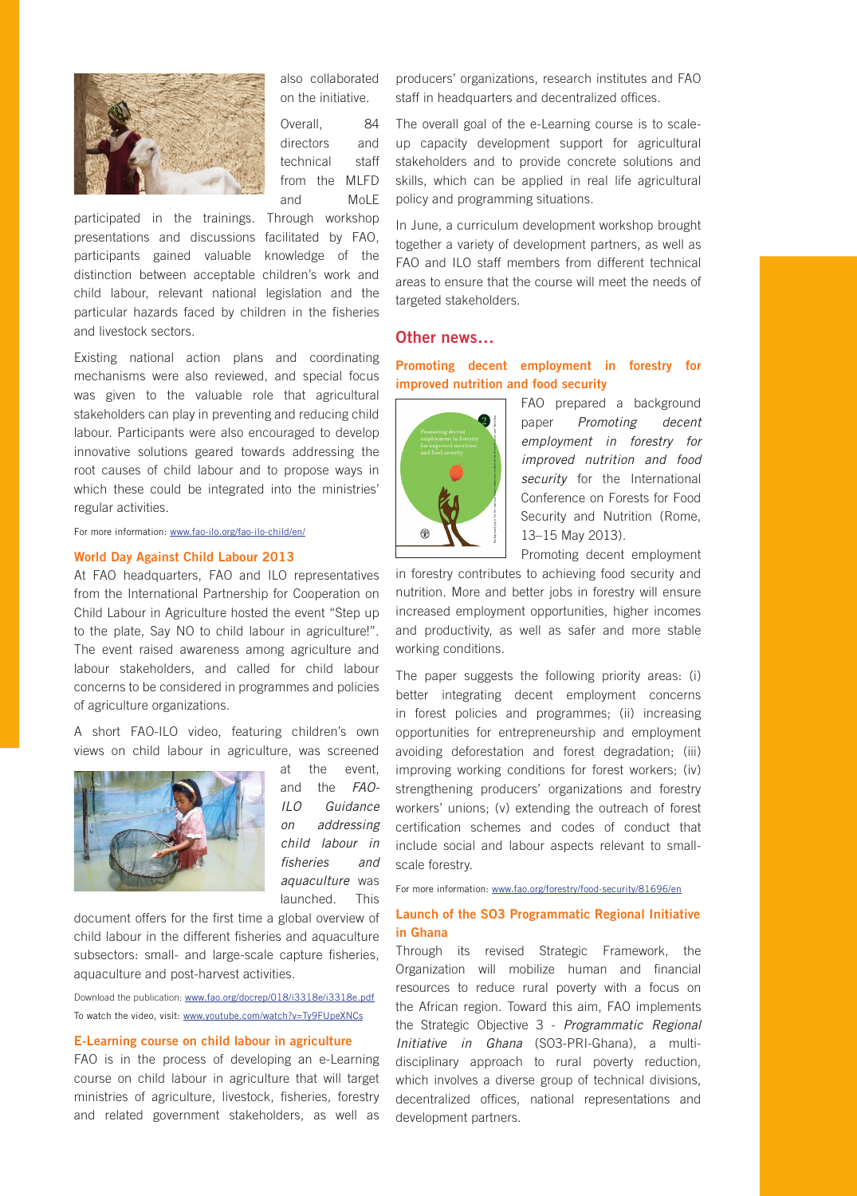also collaborated on the initiative.

Overall, 84 directors and technical staff from the MLFD and MoLE participated in the trainings. Through workshop presentations and discussions facilitated by FAO, participants gained valuable knowledge of the distinction between acceptable children's work and child labour, relevant national legislation and the particular hazards faced by children in the fisheries and livestock sectors.

Existing national action plans and coordinating mechanisms were also reviewed, and special focus was given to the valuable role that agricultural stakeholders can play in preventing and reducing child labour. Participants were also encouraged to develop innovative solutions geared towards addressing the root causes of child labour and to propose ways in which these could be integrated into the ministries' regular activities.

For more information: www.fao-ilo.org/fao-ilo-child/en/

### World Day Against Child Labour 2013

At FAO headquarters, FAO and ILO representatives from the International Partnership for Cooperation on Child Labour in Agriculture hosted the event "Step up to the plate, Say NO to child labour in agriculture!". The event raised awareness among agriculture and labour stakeholders, and called for child labour concerns to be considered in programmes and policies of agriculture organizations.

A short FAO-ILO video, featuring children's own views on child labour in agriculture, was screened at the event, and the *FAO-ILO Guidance on addressing child labour in fisheries and aquaculture* was launched. This document offers for the first time a global overview of child labour in the different fisheries and aquaculture subsectors: small- and large-scale capture fisheries, aquaculture and post-harvest activities.

Download the publication: www.fao.org/docrep/018/i3318e/i3318e.pdf
To watch the video, visit: www.youtube.com/watch?v=Ty9FUpeXNCs

### E-Learning course on child labour in agriculture

FAO is in the process of developing an e-Learning course on child labour in agriculture that will target ministries of agriculture, livestock, fisheries, forestry and related government stakeholders, as well as producers' organizations, research institutes and FAO staff in headquarters and decentralized offices.

The overall goal of the e-Learning course is to scale-up capacity development support for agricultural stakeholders and to provide concrete solutions and skills, which can be applied in real life agricultural policy and programming situations.

In June, a curriculum development workshop brought together a variety of development partners, as well as FAO and ILO staff members from different technical areas to ensure that the course will meet the needs of targeted stakeholders.

## Other news...

### Promoting decent employment in forestry for improved nutrition and food security

FAO prepared a background paper *Promoting decent employment in forestry for improved nutrition and food security* for the International Conference on Forests for Food Security and Nutrition (Rome, 13–15 May 2013).

Promoting decent employment in forestry contributes to achieving food security and nutrition. More and better jobs in forestry will ensure increased employment opportunities, higher incomes and productivity, as well as safer and more stable working conditions.

The paper suggests the following priority areas: (i) better integrating decent employment concerns in forest policies and programmes; (ii) increasing opportunities for entrepreneurship and employment avoiding deforestation and forest degradation; (iii) improving working conditions for forest workers; (iv) strengthening producers' organizations and forestry workers' unions; (v) extending the outreach of forest certification schemes and codes of conduct that include social and labour aspects relevant to small-scale forestry.

For more information: www.fao.org/forestry/food-security/81696/en

### Launch of the SO3 Programmatic Regional Initiative in Ghana

Through its revised Strategic Framework, the Organization will mobilize human and financial resources to reduce rural poverty with a focus on the African region. Toward this aim, FAO implements the Strategic Objective 3 - *Programmatic Regional Initiative in Ghana* (SO3-PRI-Ghana), a multi-disciplinary approach to rural poverty reduction, which involves a diverse group of technical divisions, decentralized offices, national representations and development partners.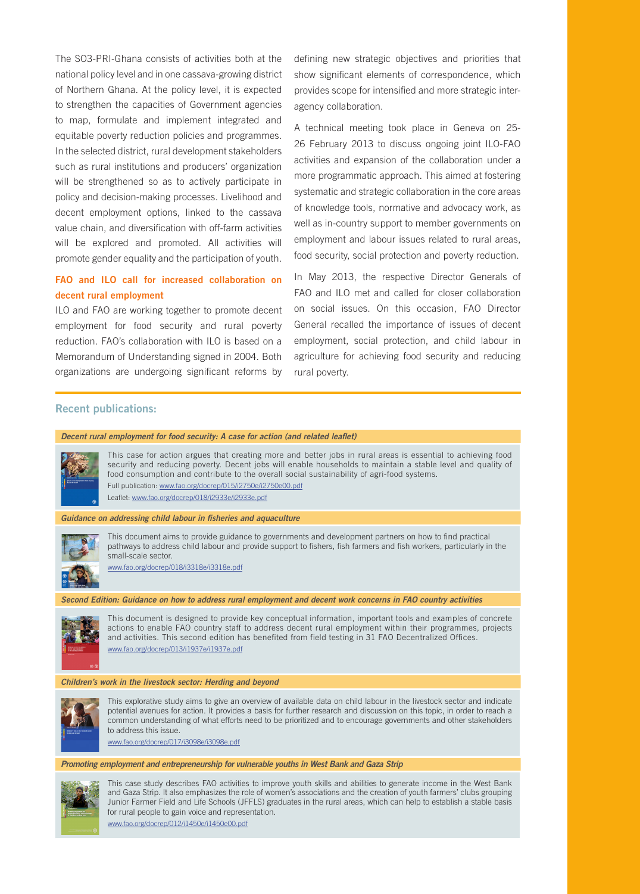The SO3-PRI-Ghana consists of activities both at the national policy level and in one cassava-growing district of Northern Ghana. At the policy level, it is expected to strengthen the capacities of Government agencies to map, formulate and implement integrated and equitable poverty reduction policies and programmes. In the selected district, rural development stakeholders such as rural institutions and producers' organization will be strengthened so as to actively participate in policy and decision-making processes. Livelihood and decent employment options, linked to the cassava value chain, and diversification with off-farm activities will be explored and promoted. All activities will promote gender equality and the participation of youth.

### FAO and ILO call for increased collaboration on decent rural employment

ILO and FAO are working together to promote decent employment for food security and rural poverty reduction. FAO's collaboration with ILO is based on a Memorandum of Understanding signed in 2004. Both organizations are undergoing significant reforms by defining new strategic objectives and priorities that show significant elements of correspondence, which provides scope for intensified and more strategic inter-agency collaboration.

A technical meeting took place in Geneva on 25-26 February 2013 to discuss ongoing joint ILO-FAO activities and expansion of the collaboration under a more programmatic approach. This aimed at fostering systematic and strategic collaboration in the core areas of knowledge tools, normative and advocacy work, as well as in-country support to member governments on employment and labour issues related to rural areas, food security, social protection and poverty reduction.

In May 2013, the respective Director Generals of FAO and ILO met and called for closer collaboration on social issues. On this occasion, FAO Director General recalled the importance of issues of decent employment, social protection, and child labour in agriculture for achieving food security and reducing rural poverty.

## Recent publications:

***Decent rural employment for food security: A case for action (and related leaflet)***

This case for action argues that creating more and better jobs in rural areas is essential to achieving food security and reducing poverty. Decent jobs will enable households to maintain a stable level and quality of food consumption and contribute to the overall social sustainability of agri-food systems.

Full publication: www.fao.org/docrep/015/i2750e/i2750e00.pdf

Leaflet: www.fao.org/docrep/018/i2933e/i2933e.pdf

***Guidance on addressing child labour in fisheries and aquaculture***

This document aims to provide guidance to governments and development partners on how to find practical pathways to address child labour and provide support to fishers, fish farmers and fish workers, particularly in the small-scale sector.

www.fao.org/docrep/018/i3318e/i3318e.pdf

***Second Edition: Guidance on how to address rural employment and decent work concerns in FAO country activities***

This document is designed to provide key conceptual information, important tools and examples of concrete actions to enable FAO country staff to address decent rural employment within their programmes, projects and activities. This second edition has benefited from field testing in 31 FAO Decentralized Offices.

www.fao.org/docrep/013/i1937e/i1937e.pdf

***Children's work in the livestock sector: Herding and beyond***

This explorative study aims to give an overview of available data on child labour in the livestock sector and indicate potential avenues for action. It provides a basis for further research and discussion on this topic, in order to reach a common understanding of what efforts need to be prioritized and to encourage governments and other stakeholders to address this issue.

www.fao.org/docrep/017/i3098e/i3098e.pdf

***Promoting employment and entrepreneurship for vulnerable youths in West Bank and Gaza Strip***

This case study describes FAO activities to improve youth skills and abilities to generate income in the West Bank and Gaza Strip. It also emphasizes the role of women's associations and the creation of youth farmers' clubs grouping Junior Farmer Field and Life Schools (JFFLS) graduates in the rural areas, which can help to establish a stable basis for rural people to gain voice and representation.

www.fao.org/docrep/012/i1450e/i1450e00.pdf